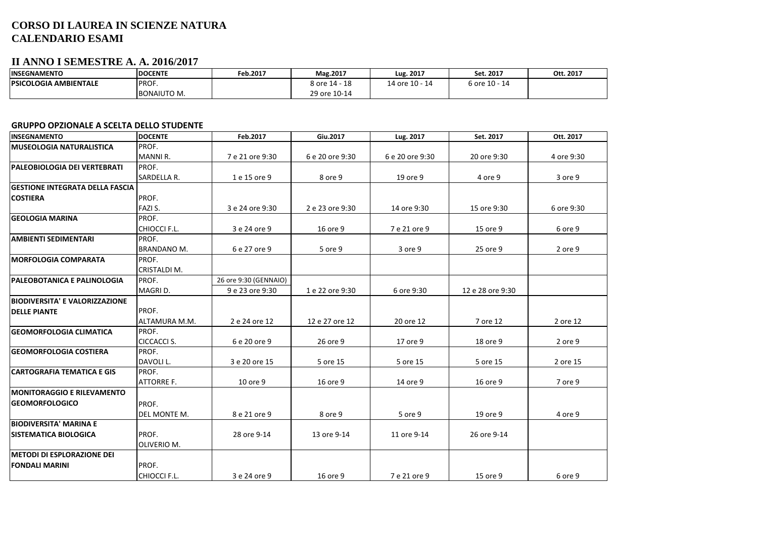# CORSO DI LAUREA IN SCIENZE NATURA
# CALENDARIO ESAMI

## II ANNO I SEMESTRE A. A. 2016/2017

| INSEGNAMENTO | DOCENTE | Feb.2017 | Mag.2017 | Lug. 2017 | Set. 2017 | Ott. 2017 |
|---|---|---|---|---|---|---|
| PSICOLOGIA AMBIENTALE | PROF. | | 8 ore 14 - 18 | 14 ore 10 - 14 | 6 ore 10 - 14 | |
| | BONAIUTO M. | | 29 ore 10-14 | | | |

### GRUPPO OPZIONALE A SCELTA DELLO STUDENTE

| INSEGNAMENTO | DOCENTE | Feb.2017 | Giu.2017 | Lug. 2017 | Set. 2017 | Ott. 2017 |
|---|---|---|---|---|---|---|
| MUSEOLOGIA NATURALISTICA | PROF. | | | | | |
| | MANNI R. | 7 e 21 ore 9:30 | 6 e 20 ore 9:30 | 6 e 20 ore 9:30 | 20 ore 9:30 | 4 ore 9:30 |
| PALEOBIOLOGIA DEI VERTEBRATI | PROF. | | | | | |
| | SARDELLA R. | 1 e 15 ore 9 | 8 ore 9 | 19 ore 9 | 4 ore 9 | 3 ore 9 |
| GESTIONE INTEGRATA DELLA FASCIA | | | | | | |
| COSTIERA | PROF. | | | | | |
| | FAZI S. | 3 e 24 ore 9:30 | 2 e 23 ore 9:30 | 14 ore 9:30 | 15 ore 9:30 | 6 ore 9:30 |
| GEOLOGIA MARINA | PROF. | | | | | |
| | CHIOCCI F.L. | 3 e 24 ore 9 | 16 ore 9 | 7 e 21 ore 9 | 15 ore 9 | 6 ore 9 |
| AMBIENTI SEDIMENTARI | PROF. | | | | | |
| | BRANDANO M. | 6 e 27 ore 9 | 5 ore 9 | 3 ore 9 | 25 ore 9 | 2 ore 9 |
| MORFOLOGIA COMPARATA | PROF. | | | | | |
| | CRISTALDI M. | | | | | |
| PALEOBOTANICA E PALINOLOGIA | PROF. | 26 ore 9:30 (GENNAIO) | | | | |
| | MAGRI D. | 9 e 23 ore 9:30 | 1 e 22 ore 9:30 | 6 ore 9:30 | 12 e 28 ore 9:30 | |
| BIODIVERSITA' E VALORIZZAZIONE | | | | | | |
| DELLE PIANTE | PROF. | | | | | |
| | ALTAMURA M.M. | 2 e 24 ore 12 | 12 e 27 ore 12 | 20 ore 12 | 7 ore 12 | 2 ore 12 |
| GEOMORFOLOGIA CLIMATICA | PROF. | | | | | |
| | CICCACCI S. | 6 e 20 ore 9 | 26 ore 9 | 17 ore 9 | 18 ore 9 | 2 ore 9 |
| GEOMORFOLOGIA COSTIERA | PROF. | | | | | |
| | DAVOLI L. | 3 e 20 ore 15 | 5 ore 15 | 5 ore 15 | 5 ore 15 | 2 ore 15 |
| CARTOGRAFIA TEMATICA E GIS | PROF. | | | | | |
| | ATTORRE F. | 10 ore 9 | 16 ore 9 | 14 ore 9 | 16 ore 9 | 7 ore 9 |
| MONITORAGGIO E RILEVAMENTO | | | | | | |
| GEOMORFOLOGICO | PROF. | | | | | |
| | DEL MONTE M. | 8 e 21 ore 9 | 8 ore 9 | 5 ore 9 | 19 ore 9 | 4 ore 9 |
| BIODIVERSITA' MARINA E | | | | | | |
| SISTEMATICA BIOLOGICA | PROF. | 28 ore 9-14 | 13 ore 9-14 | 11 ore 9-14 | 26 ore 9-14 | |
| | OLIVERIO M. | | | | | |
| METODI DI ESPLORAZIONE DEI | | | | | | |
| FONDALI MARINI | PROF. | | | | | |
| | CHIOCCI F.L. | 3 e 24 ore 9 | 16 ore 9 | 7 e 21 ore 9 | 15 ore 9 | 6 ore 9 |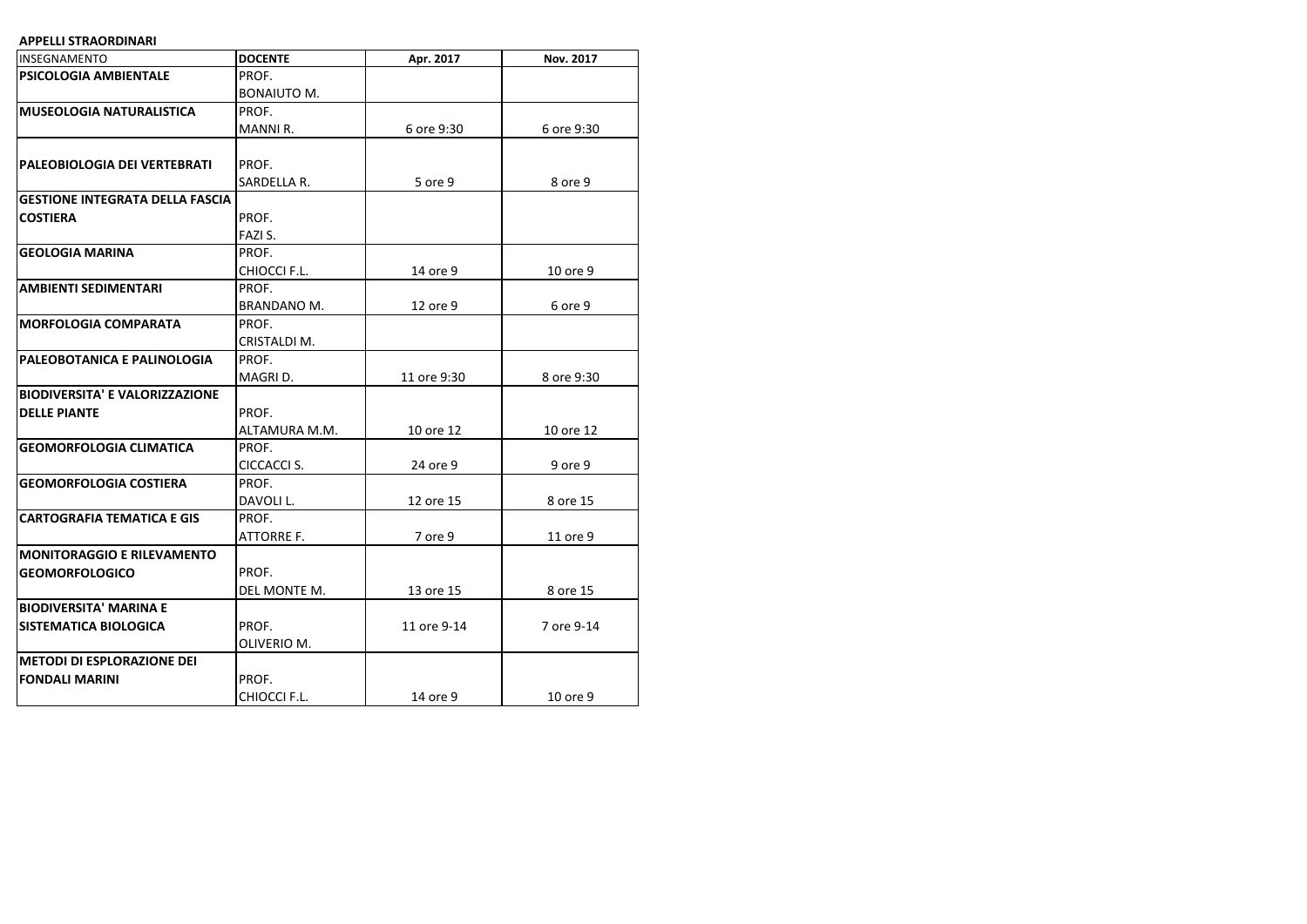**APPELLI STRAORDINARI**

| INSEGNAMENTO | DOCENTE | Apr. 2017 | Nov. 2017 |
|---|---|---|---|
| **PSICOLOGIA AMBIENTALE** | PROF. BONAIUTO M. | | |
| **MUSEOLOGIA NATURALISTICA** | PROF. MANNI R. | 6 ore 9:30 | 6 ore 9:30 |
| **PALEOBIOLOGIA DEI VERTEBRATI** | PROF. SARDELLA R. | 5 ore 9 | 8 ore 9 |
| **GESTIONE INTEGRATA DELLA FASCIA COSTIERA** | PROF. FAZI S. | | |
| **GEOLOGIA MARINA** | PROF. CHIOCCI F.L. | 14 ore 9 | 10 ore 9 |
| **AMBIENTI SEDIMENTARI** | PROF. BRANDANO M. | 12 ore 9 | 6 ore 9 |
| **MORFOLOGIA COMPARATA** | PROF. CRISTALDI M. | | |
| **PALEOBOTANICA E PALINOLOGIA** | PROF. MAGRI D. | 11 ore 9:30 | 8 ore 9:30 |
| **BIODIVERSITA' E VALORIZZAZIONE DELLE PIANTE** | PROF. ALTAMURA M.M. | 10 ore 12 | 10 ore 12 |
| **GEOMORFOLOGIA CLIMATICA** | PROF. CICCACCI S. | 24 ore 9 | 9 ore 9 |
| **GEOMORFOLOGIA COSTIERA** | PROF. DAVOLI L. | 12 ore 15 | 8 ore 15 |
| **CARTOGRAFIA TEMATICA E GIS** | PROF. ATTORRE F. | 7 ore 9 | 11 ore 9 |
| **MONITORAGGIO E RILEVAMENTO GEOMORFOLOGICO** | PROF. DEL MONTE M. | 13 ore 15 | 8 ore 15 |
| **BIODIVERSITA' MARINA E SISTEMATICA BIOLOGICA** | PROF. OLIVERIO M. | 11 ore 9-14 | 7 ore 9-14 |
| **METODI DI ESPLORAZIONE DEI FONDALI MARINI** | PROF. CHIOCCI F.L. | 14 ore 9 | 10 ore 9 |